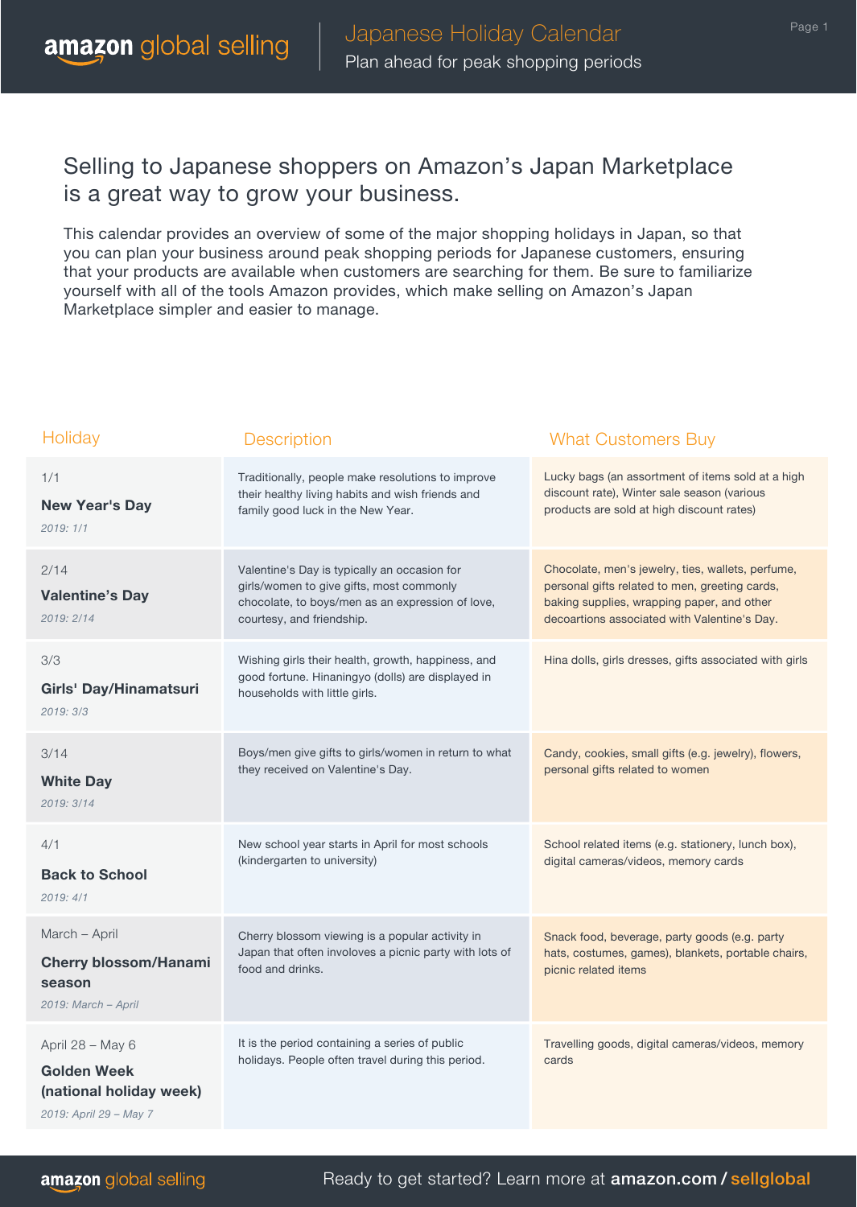# Japanese Holiday Calendar

Plan ahead for peak shopping periods

## Selling to Japanese shoppers on Amazon's Japan Marketplace is a great way to grow your business.

This calendar provides an overview of some of the major shopping holidays in Japan, so that you can plan your business around peak shopping periods for Japanese customers, ensuring that your products are available when customers are searching for them. Be sure to familiarize yourself with all of the tools Amazon provides, which make selling on Amazon's Japan Marketplace simpler and easier to manage.

| Holiday | Description | What Customers Buy |
|---|---|---|
| 1/1<br>**New Year's Day**<br>*2019: 1/1* | Traditionally, people make resolutions to improve their healthy living habits and wish friends and family good luck in the New Year. | Lucky bags (an assortment of items sold at a high discount rate), Winter sale season (various products are sold at high discount rates) |
| 2/14<br>**Valentine's Day**<br>*2019: 2/14* | Valentine's Day is typically an occasion for girls/women to give gifts, most commonly chocolate, to boys/men as an expression of love, courtesy, and friendship. | Chocolate, men's jewelry, ties, wallets, perfume, personal gifts related to men, greeting cards, baking supplies, wrapping paper, and other decoartions associated with Valentine's Day. |
| 3/3<br>**Girls' Day/Hinamatsuri**<br>*2019: 3/3* | Wishing girls their health, growth, happiness, and good fortune. Hinaningyo (dolls) are displayed in households with little girls. | Hina dolls, girls dresses, gifts associated with girls |
| 3/14<br>**White Day**<br>*2019: 3/14* | Boys/men give gifts to girls/women in return to what they received on Valentine's Day. | Candy, cookies, small gifts (e.g. jewelry), flowers, personal gifts related to women |
| 4/1<br>**Back to School**<br>*2019: 4/1* | New school year starts in April for most schools (kindergarten to university) | School related items (e.g. stationery, lunch box), digital cameras/videos, memory cards |
| March – April<br>**Cherry blossom/Hanami season**<br>*2019: March – April* | Cherry blossom viewing is a popular activity in Japan that often involoves a picnic party with lots of food and drinks. | Snack food, beverage, party goods (e.g. party hats, costumes, games), blankets, portable chairs, picnic related items |
| April 28 – May 6<br>**Golden Week (national holiday week)**<br>*2019: April 29 – May 7* | It is the period containing a series of public holidays. People often travel during this period. | Travelling goods, digital cameras/videos, memory cards |

Ready to get started? Learn more at **amazon.com / sellglobal**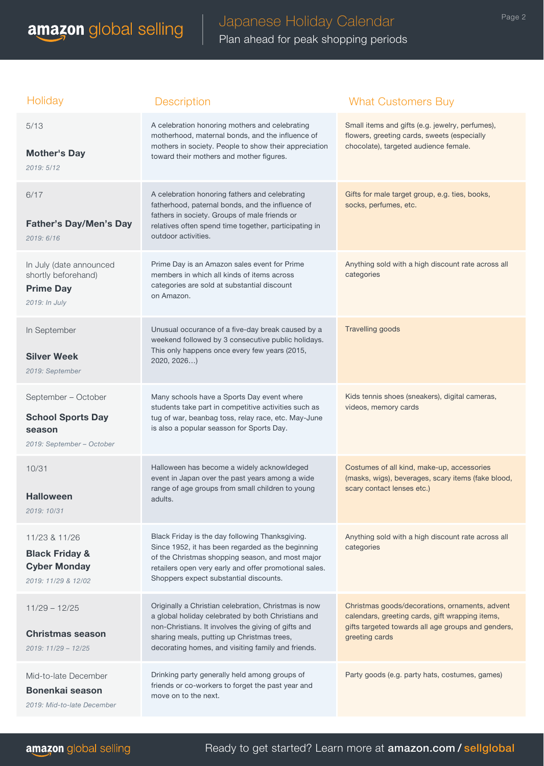# Japanese Holiday Calendar

Plan ahead for peak shopping periods

| Holiday | Description | What Customers Buy |
|---|---|---|
| 5/13<br>**Mother's Day**<br>*2019: 5/12* | A celebration honoring mothers and celebrating motherhood, maternal bonds, and the influence of mothers in society. People to show their appreciation toward their mothers and mother figures. | Small items and gifts (e.g. jewelry, perfumes), flowers, greeting cards, sweets (especially chocolate), targeted audience female. |
| 6/17<br>**Father's Day/Men's Day**<br>*2019: 6/16* | A celebration honoring fathers and celebrating fatherhood, paternal bonds, and the influence of fathers in society. Groups of male friends or relatives often spend time together, participating in outdoor activities. | Gifts for male target group, e.g. ties, books, socks, perfumes, etc. |
| In July (date announced shortly beforehand)<br>**Prime Day**<br>*2019: In July* | Prime Day is an Amazon sales event for Prime members in which all kinds of items across categories are sold at substantial discount on Amazon. | Anything sold with a high discount rate across all categories |
| In September<br>**Silver Week**<br>*2019: September* | Unusual occurance of a five-day break caused by a weekend followed by 3 consecutive public holidays. This only happens once every few years (2015, 2020, 2026…) | Travelling goods |
| September – October<br>**School Sports Day season**<br>*2019: September – October* | Many schools have a Sports Day event where students take part in competitive activities such as tug of war, beanbag toss, relay race, etc. May-June is also a popular seasson for Sports Day. | Kids tennis shoes (sneakers), digital cameras, videos, memory cards |
| 10/31<br>**Halloween**<br>*2019: 10/31* | Halloween has become a widely acknowldeged event in Japan over the past years among a wide range of age groups from small children to young adults. | Costumes of all kind, make-up, accessories (masks, wigs), beverages, scary items (fake blood, scary contact lenses etc.) |
| 11/23 & 11/26<br>**Black Friday & Cyber Monday**<br>*2019: 11/29 & 12/02* | Black Friday is the day following Thanksgiving. Since 1952, it has been regarded as the beginning of the Christmas shopping season, and most major retailers open very early and offer promotional sales. Shoppers expect substantial discounts. | Anything sold with a high discount rate across all categories |
| 11/29 – 12/25<br>**Christmas season**<br>*2019: 11/29 – 12/25* | Originally a Christian celebration, Christmas is now a global holiday celebrated by both Christians and non-Christians. It involves the giving of gifts and sharing meals, putting up Christmas trees, decorating homes, and visiting family and friends. | Christmas goods/decorations, ornaments, advent calendars, greeting cards, gift wrapping items, gifts targeted towards all age groups and genders, greeting cards |
| Mid-to-late December<br>**Bonenkai season**<br>*2019: Mid-to-late December* | Drinking party generally held among groups of friends or co-workers to forget the past year and move on to the next. | Party goods (e.g. party hats, costumes, games) |

Ready to get started? Learn more at **amazon.com / sellglobal**